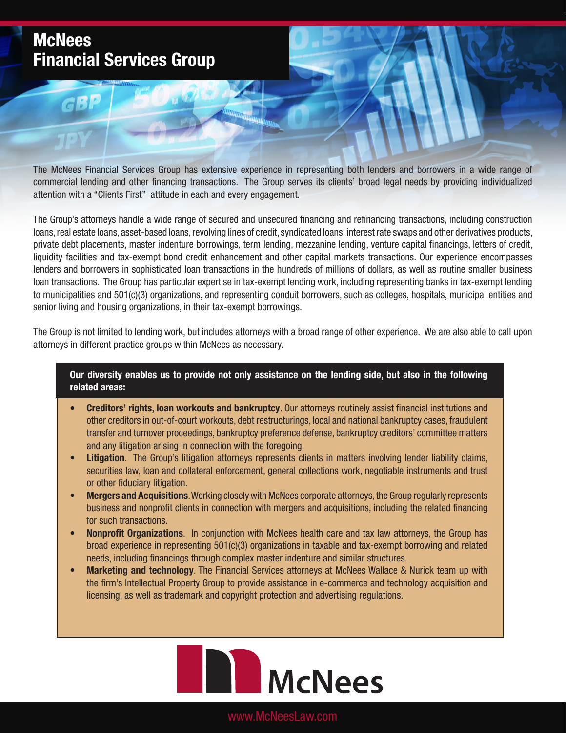# McNees Financial Services Group

The McNees Financial Services Group has extensive experience in representing both lenders and borrowers in a wide range of commercial lending and other financing transactions. The Group serves its clients' broad legal needs by providing individualized attention with a "Clients First" attitude in each and every engagement.

The Group's attorneys handle a wide range of secured and unsecured financing and refinancing transactions, including construction loans, real estate loans, asset-based loans, revolving lines of credit, syndicated loans, interest rate swaps and other derivatives products, private debt placements, master indenture borrowings, term lending, mezzanine lending, venture capital financings, letters of credit, liquidity facilities and tax-exempt bond credit enhancement and other capital markets transactions. Our experience encompasses lenders and borrowers in sophisticated loan transactions in the hundreds of millions of dollars, as well as routine smaller business loan transactions. The Group has particular expertise in tax-exempt lending work, including representing banks in tax-exempt lending to municipalities and 501(c)(3) organizations, and representing conduit borrowers, such as colleges, hospitals, municipal entities and senior living and housing organizations, in their tax-exempt borrowings.

The Group is not limited to lending work, but includes attorneys with a broad range of other experience. We are also able to call upon attorneys in different practice groups within McNees as necessary.

**Our diversity enables us to provide not only assistance on the lending side, but also in the following related areas:**

- **Creditors' rights, loan workouts and bankruptcy**. Our attorneys routinely assist financial institutions and other creditors in out-of-court workouts, debt restructurings, local and national bankruptcy cases, fraudulent transfer and turnover proceedings, bankruptcy preference defense, bankruptcy creditors' committee matters and any litigation arising in connection with the foregoing.
- **Litigation**. The Group's litigation attorneys represents clients in matters involving lender liability claims, securities law, loan and collateral enforcement, general collections work, negotiable instruments and trust or other fiduciary litigation.
- **Mergers and Acquisitions**. Working closely with McNees corporate attorneys, the Group regularly represents business and nonprofit clients in connection with mergers and acquisitions, including the related financing for such transactions.
- **Nonprofit Organizations**. In conjunction with McNees health care and tax law attorneys, the Group has broad experience in representing 501(c)(3) organizations in taxable and tax-exempt borrowing and related needs, including financings through complex master indenture and similar structures.
- **Marketing and technology**. The Financial Services attorneys at McNees Wallace & Nurick team up with the firm's Intellectual Property Group to provide assistance in e-commerce and technology acquisition and licensing, as well as trademark and copyright protection and advertising regulations.

McNees

www.McNeesLaw.com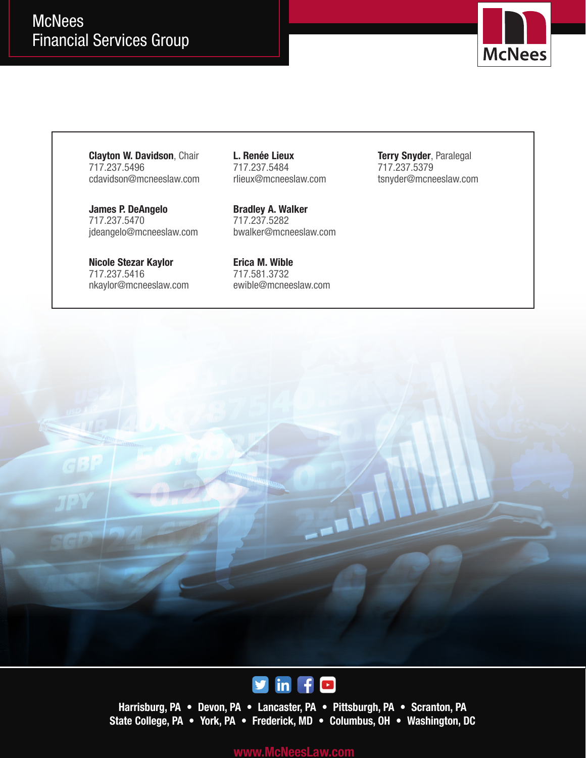# McNees Financial Services Group

McNees

**Clayton W. Davidson**, Chair
717.237.5496
cdavidson@mcneeslaw.com

**James P. DeAngelo**
717.237.5470
jdeangelo@mcneeslaw.com

**Nicole Stezar Kaylor**
717.237.5416
nkaylor@mcneeslaw.com

**L. Renée Lieux**
717.237.5484
rlieux@mcneeslaw.com

**Bradley A. Walker**
717.237.5282
bwalker@mcneeslaw.com

**Erica M. Wible**
717.581.3732
ewible@mcneeslaw.com

**Terry Snyder**, Paralegal
717.237.5379
tsnyder@mcneeslaw.com

**Harrisburg, PA • Devon, PA • Lancaster, PA • Pittsburgh, PA • Scranton, PA**
**State College, PA • York, PA • Frederick, MD • Columbus, OH • Washington, DC**

**www.McNeesLaw.com**